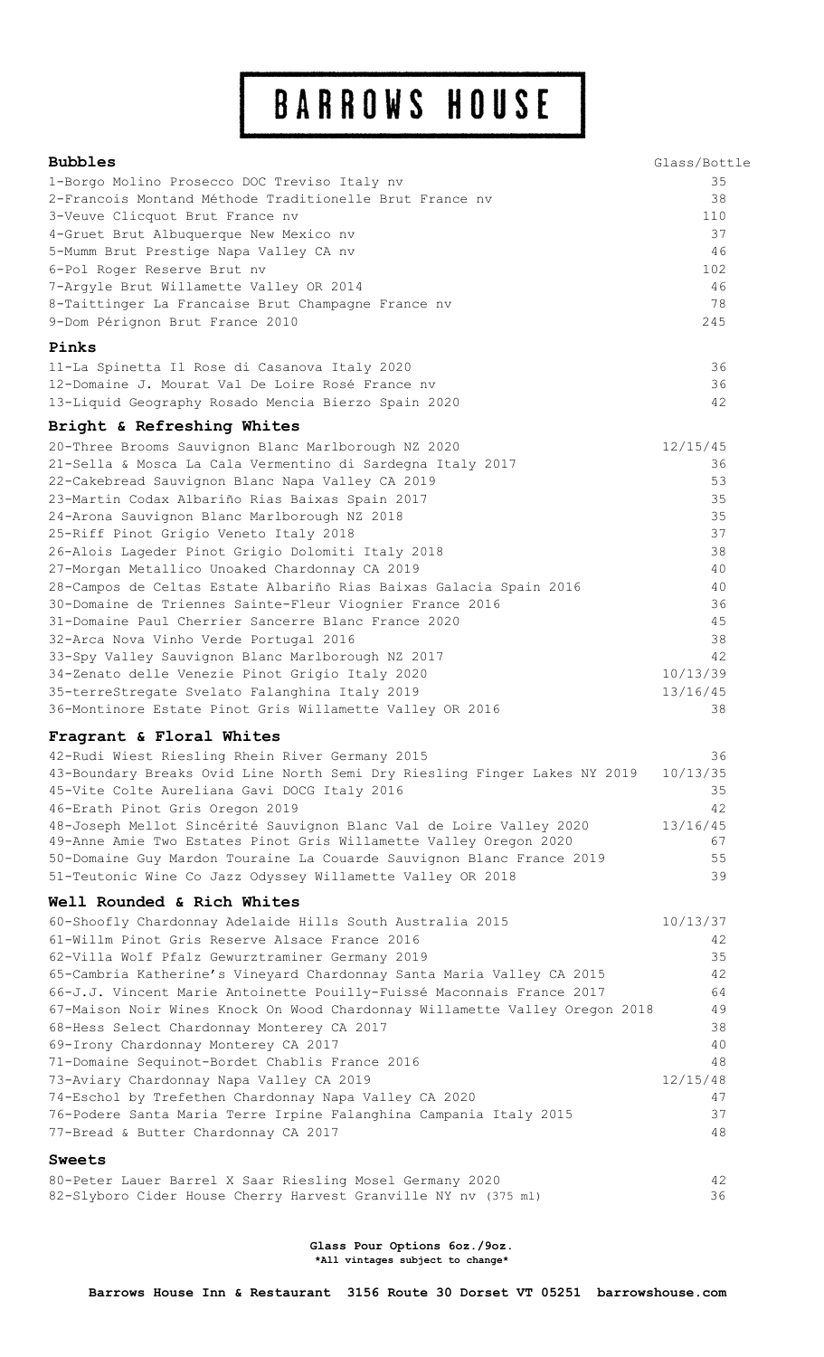# BARROWS HOUSE

| **Bubbles** | Glass/Bottle |
|---|---|
| 1-Borgo Molino Prosecco DOC Treviso Italy nv | 35 |
| 2-Francois Montand Méthode Traditionelle Brut France nv | 38 |
| 3-Veuve Clicquot Brut France nv | 110 |
| 4-Gruet Brut Albuquerque New Mexico nv | 37 |
| 5-Mumm Brut Prestige Napa Valley CA nv | 46 |
| 6-Pol Roger Reserve Brut nv | 102 |
| 7-Argyle Brut Willamette Valley OR 2014 | 46 |
| 8-Taittinger La Francaise Brut Champagne France nv | 78 |
| 9-Dom Pérignon Brut France 2010 | 245 |

## Pinks

| | |
|---|---|
| 11-La Spinetta Il Rose di Casanova Italy 2020 | 36 |
| 12-Domaine J. Mourat Val De Loire Rosé France nv | 36 |
| 13-Liquid Geography Rosado Mencia Bierzo Spain 2020 | 42 |

## Bright & Refreshing Whites

| | |
|---|---|
| 20-Three Brooms Sauvignon Blanc Marlborough NZ 2020 | 12/15/45 |
| 21-Sella & Mosca La Cala Vermentino di Sardegna Italy 2017 | 36 |
| 22-Cakebread Sauvignon Blanc Napa Valley CA 2019 | 53 |
| 23-Martin Codax Albariño Rias Baixas Spain 2017 | 35 |
| 24-Arona Sauvignon Blanc Marlborough NZ 2018 | 35 |
| 25-Riff Pinot Grigio Veneto Italy 2018 | 37 |
| 26-Alois Lageder Pinot Grigio Dolomiti Italy 2018 | 38 |
| 27-Morgan Metallico Unoaked Chardonnay CA 2019 | 40 |
| 28-Campos de Celtas Estate Albariño Rias Baixas Galacia Spain 2016 | 40 |
| 30-Domaine de Triennes Sainte-Fleur Viognier France 2016 | 36 |
| 31-Domaine Paul Cherrier Sancerre Blanc France 2020 | 45 |
| 32-Arca Nova Vinho Verde Portugal 2016 | 38 |
| 33-Spy Valley Sauvignon Blanc Marlborough NZ 2017 | 42 |
| 34-Zenato delle Venezie Pinot Grigio Italy 2020 | 10/13/39 |
| 35-terreStregate Svelato Falanghina Italy 2019 | 13/16/45 |
| 36-Montinore Estate Pinot Gris Willamette Valley OR 2016 | 38 |

## Fragrant & Floral Whites

| | |
|---|---|
| 42-Rudi Wiest Riesling Rhein River Germany 2015 | 36 |
| 43-Boundary Breaks Ovid Line North Semi Dry Riesling Finger Lakes NY 2019 | 10/13/35 |
| 45-Vite Colte Aureliana Gavi DOCG Italy 2016 | 35 |
| 46-Erath Pinot Gris Oregon 2019 | 42 |
| 48-Joseph Mellot Sincérité Sauvignon Blanc Val de Loire Valley 2020 | 13/16/45 |
| 49-Anne Amie Two Estates Pinot Gris Willamette Valley Oregon 2020 | 67 |
| 50-Domaine Guy Mardon Touraine La Couarde Sauvignon Blanc France 2019 | 55 |
| 51-Teutonic Wine Co Jazz Odyssey Willamette Valley OR 2018 | 39 |

## Well Rounded & Rich Whites

| | |
|---|---|
| 60-Shoofly Chardonnay Adelaide Hills South Australia 2015 | 10/13/37 |
| 61-Willm Pinot Gris Reserve Alsace France 2016 | 42 |
| 62-Villa Wolf Pfalz Gewurztraminer Germany 2019 | 35 |
| 65-Cambria Katherine's Vineyard Chardonnay Santa Maria Valley CA 2015 | 42 |
| 66-J.J. Vincent Marie Antoinette Pouilly-Fuissé Maconnais France 2017 | 64 |
| 67-Maison Noir Wines Knock On Wood Chardonnay Willamette Valley Oregon 2018 | 49 |
| 68-Hess Select Chardonnay Monterey CA 2017 | 38 |
| 69-Irony Chardonnay Monterey CA 2017 | 40 |
| 71-Domaine Sequinot-Bordet Chablis France 2016 | 48 |
| 73-Aviary Chardonnay Napa Valley CA 2019 | 12/15/48 |
| 74-Eschol by Trefethen Chardonnay Napa Valley CA 2020 | 47 |
| 76-Podere Santa Maria Terre Irpine Falanghina Campania Italy 2015 | 37 |
| 77-Bread & Butter Chardonnay CA 2017 | 48 |

## Sweets

| | |
|---|---|
| 80-Peter Lauer Barrel X Saar Riesling Mosel Germany 2020 | 42 |
| 82-Slyboro Cider House Cherry Harvest Granville NY nv (375 ml) | 36 |

**Glass Pour Options 6oz./9oz.**
**\*All vintages subject to change\***

**Barrows House Inn & Restaurant 3156 Route 30 Dorset VT 05251 barrowshouse.com**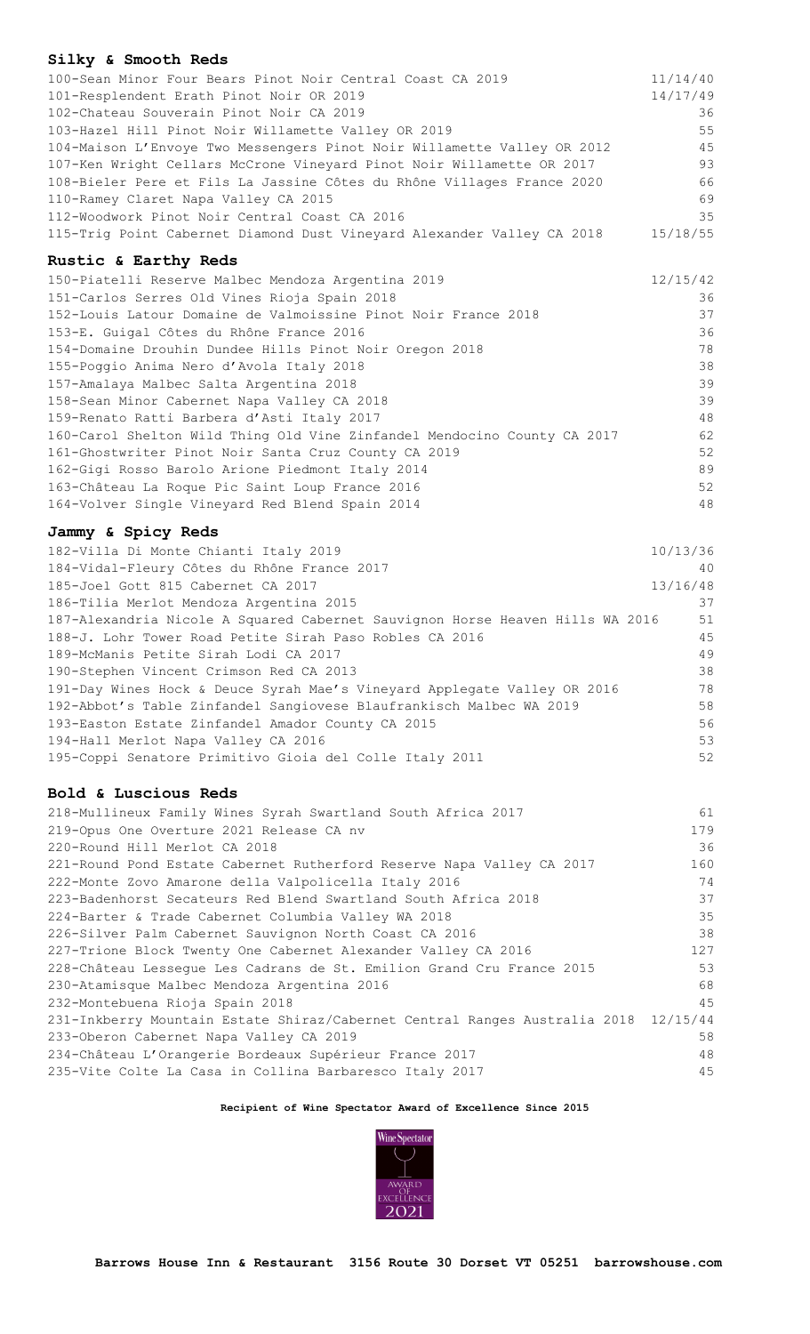## Silky & Smooth Reds

| | |
|---|---|
| 100-Sean Minor Four Bears Pinot Noir Central Coast CA 2019 | 11/14/40 |
| 101-Resplendent Erath Pinot Noir OR 2019 | 14/17/49 |
| 102-Chateau Souverain Pinot Noir CA 2019 | 36 |
| 103-Hazel Hill Pinot Noir Willamette Valley OR 2019 | 55 |
| 104-Maison L'Envoye Two Messengers Pinot Noir Willamette Valley OR 2012 | 45 |
| 107-Ken Wright Cellars McCrone Vineyard Pinot Noir Willamette OR 2017 | 93 |
| 108-Bieler Pere et Fils La Jassine Côtes du Rhône Villages France 2020 | 66 |
| 110-Ramey Claret Napa Valley CA 2015 | 69 |
| 112-Woodwork Pinot Noir Central Coast CA 2016 | 35 |
| 115-Trig Point Cabernet Diamond Dust Vineyard Alexander Valley CA 2018 | 15/18/55 |

## Rustic & Earthy Reds

| | |
|---|---|
| 150-Piatelli Reserve Malbec Mendoza Argentina 2019 | 12/15/42 |
| 151-Carlos Serres Old Vines Rioja Spain 2018 | 36 |
| 152-Louis Latour Domaine de Valmoissine Pinot Noir France 2018 | 37 |
| 153-E. Guigal Côtes du Rhône France 2016 | 36 |
| 154-Domaine Drouhin Dundee Hills Pinot Noir Oregon 2018 | 78 |
| 155-Poggio Anima Nero d'Avola Italy 2018 | 38 |
| 157-Amalaya Malbec Salta Argentina 2018 | 39 |
| 158-Sean Minor Cabernet Napa Valley CA 2018 | 39 |
| 159-Renato Ratti Barbera d'Asti Italy 2017 | 48 |
| 160-Carol Shelton Wild Thing Old Vine Zinfandel Mendocino County CA 2017 | 62 |
| 161-Ghostwriter Pinot Noir Santa Cruz County CA 2019 | 52 |
| 162-Gigi Rosso Barolo Arione Piedmont Italy 2014 | 89 |
| 163-Château La Roque Pic Saint Loup France 2016 | 52 |
| 164-Volver Single Vineyard Red Blend Spain 2014 | 48 |

## Jammy & Spicy Reds

| | |
|---|---|
| 182-Villa Di Monte Chianti Italy 2019 | 10/13/36 |
| 184-Vidal-Fleury Côtes du Rhône France 2017 | 40 |
| 185-Joel Gott 815 Cabernet CA 2017 | 13/16/48 |
| 186-Tilia Merlot Mendoza Argentina 2015 | 37 |
| 187-Alexandria Nicole A Squared Cabernet Sauvignon Horse Heaven Hills WA 2016 | 51 |
| 188-J. Lohr Tower Road Petite Sirah Paso Robles CA 2016 | 45 |
| 189-McManis Petite Sirah Lodi CA 2017 | 49 |
| 190-Stephen Vincent Crimson Red CA 2013 | 38 |
| 191-Day Wines Hock & Deuce Syrah Mae's Vineyard Applegate Valley OR 2016 | 78 |
| 192-Abbot's Table Zinfandel Sangiovese Blaufrankisch Malbec WA 2019 | 58 |
| 193-Easton Estate Zinfandel Amador County CA 2015 | 56 |
| 194-Hall Merlot Napa Valley CA 2016 | 53 |
| 195-Coppi Senatore Primitivo Gioia del Colle Italy 2011 | 52 |

## Bold & Luscious Reds

| | |
|---|---|
| 218-Mullineux Family Wines Syrah Swartland South Africa 2017 | 61 |
| 219-Opus One Overture 2021 Release CA nv | 179 |
| 220-Round Hill Merlot CA 2018 | 36 |
| 221-Round Pond Estate Cabernet Rutherford Reserve Napa Valley CA 2017 | 160 |
| 222-Monte Zovo Amarone della Valpolicella Italy 2016 | 74 |
| 223-Badenhorst Secateurs Red Blend Swartland South Africa 2018 | 37 |
| 224-Barter & Trade Cabernet Columbia Valley WA 2018 | 35 |
| 226-Silver Palm Cabernet Sauvignon North Coast CA 2016 | 38 |
| 227-Trione Block Twenty One Cabernet Alexander Valley CA 2016 | 127 |
| 228-Château Lessegue Les Cadrans de St. Emilion Grand Cru France 2015 | 53 |
| 230-Atamisque Malbec Mendoza Argentina 2016 | 68 |
| 232-Montebuena Rioja Spain 2018 | 45 |
| 231-Inkberry Mountain Estate Shiraz/Cabernet Central Ranges Australia 2018 | 12/15/44 |
| 233-Oberon Cabernet Napa Valley CA 2019 | 58 |
| 234-Château L'Orangerie Bordeaux Supérieur France 2017 | 48 |
| 235-Vite Colte La Casa in Collina Barbaresco Italy 2017 | 45 |

**Recipient of Wine Spectator Award of Excellence Since 2015**

Wine Spectator AWARD OF EXCELLENCE 2021

**Barrows House Inn & Restaurant 3156 Route 30 Dorset VT 05251 barrowshouse.com**